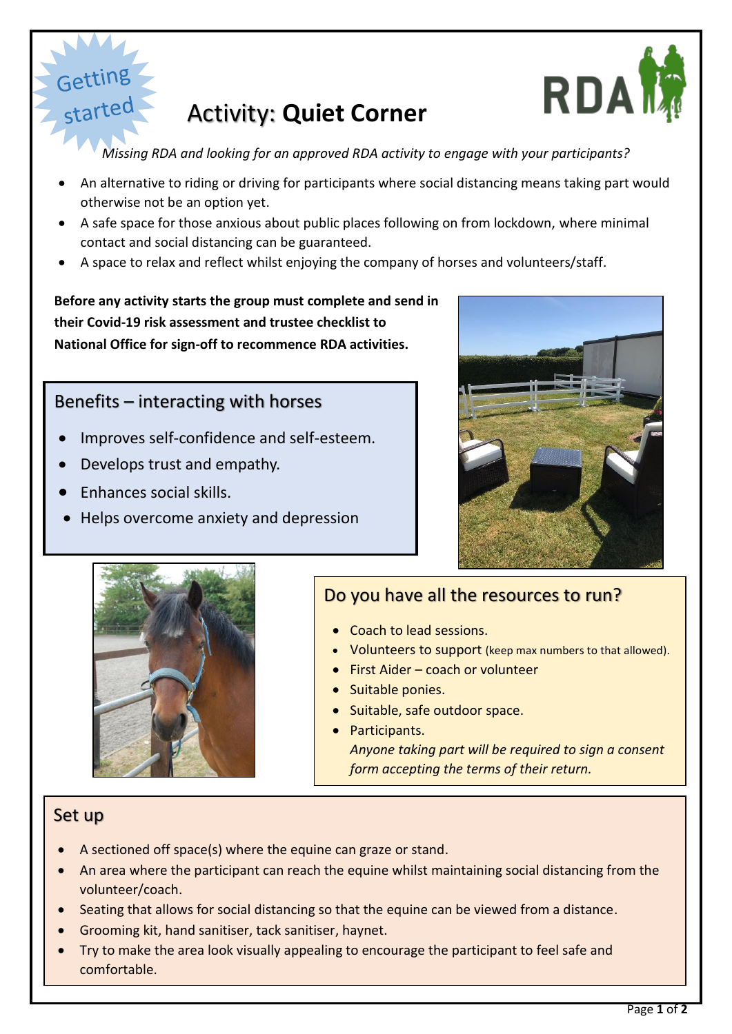Getting started

# Activity: **Quiet Corner**

*Missing RDA and looking for an approved RDA activity to engage with your participants?*

- An alternative to riding or driving for participants where social distancing means taking part would otherwise not be an option yet.
- A safe space for those anxious about public places following on from lockdown, where minimal contact and social distancing can be guaranteed.
- A space to relax and reflect whilst enjoying the company of horses and volunteers/staff.

**Before any activity starts the group must complete and send in their Covid-19 risk assessment and trustee checklist to National Office for sign-off to recommence RDA activities.**

## Benefits – interacting with horses

- Improves self-confidence and self-esteem.
- Develops trust and empathy.
- Enhances social skills.
- Helps overcome anxiety and depression

## Do you have all the resources to run?

- Coach to lead sessions.
- Volunteers to support (keep max numbers to that allowed).
- First Aider – coach or volunteer
- Suitable ponies.
- Suitable, safe outdoor space.
- Participants.
  *Anyone taking part will be required to sign a consent form accepting the terms of their return.*

## Set up

- A sectioned off space(s) where the equine can graze or stand.
- An area where the participant can reach the equine whilst maintaining social distancing from the volunteer/coach.
- Seating that allows for social distancing so that the equine can be viewed from a distance.
- Grooming kit, hand sanitiser, tack sanitiser, haynet.
- Try to make the area look visually appealing to encourage the participant to feel safe and comfortable.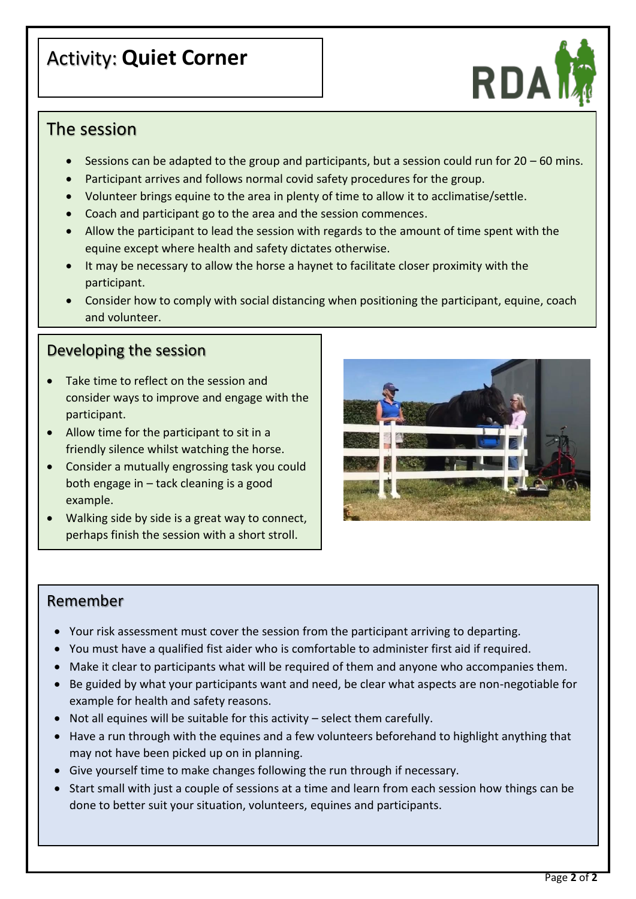# Activity: **Quiet Corner**

## The session

- Sessions can be adapted to the group and participants, but a session could run for 20 – 60 mins.
- Participant arrives and follows normal covid safety procedures for the group.
- Volunteer brings equine to the area in plenty of time to allow it to acclimatise/settle.
- Coach and participant go to the area and the session commences.
- Allow the participant to lead the session with regards to the amount of time spent with the equine except where health and safety dictates otherwise.
- It may be necessary to allow the horse a haynet to facilitate closer proximity with the participant.
- Consider how to comply with social distancing when positioning the participant, equine, coach and volunteer.

## Developing the session

- Take time to reflect on the session and consider ways to improve and engage with the participant.
- Allow time for the participant to sit in a friendly silence whilst watching the horse.
- Consider a mutually engrossing task you could both engage in – tack cleaning is a good example.
- Walking side by side is a great way to connect, perhaps finish the session with a short stroll.

## Remember

- Your risk assessment must cover the session from the participant arriving to departing.
- You must have a qualified fist aider who is comfortable to administer first aid if required.
- Make it clear to participants what will be required of them and anyone who accompanies them.
- Be guided by what your participants want and need, be clear what aspects are non-negotiable for example for health and safety reasons.
- Not all equines will be suitable for this activity – select them carefully.
- Have a run through with the equines and a few volunteers beforehand to highlight anything that may not have been picked up on in planning.
- Give yourself time to make changes following the run through if necessary.
- Start small with just a couple of sessions at a time and learn from each session how things can be done to better suit your situation, volunteers, equines and participants.